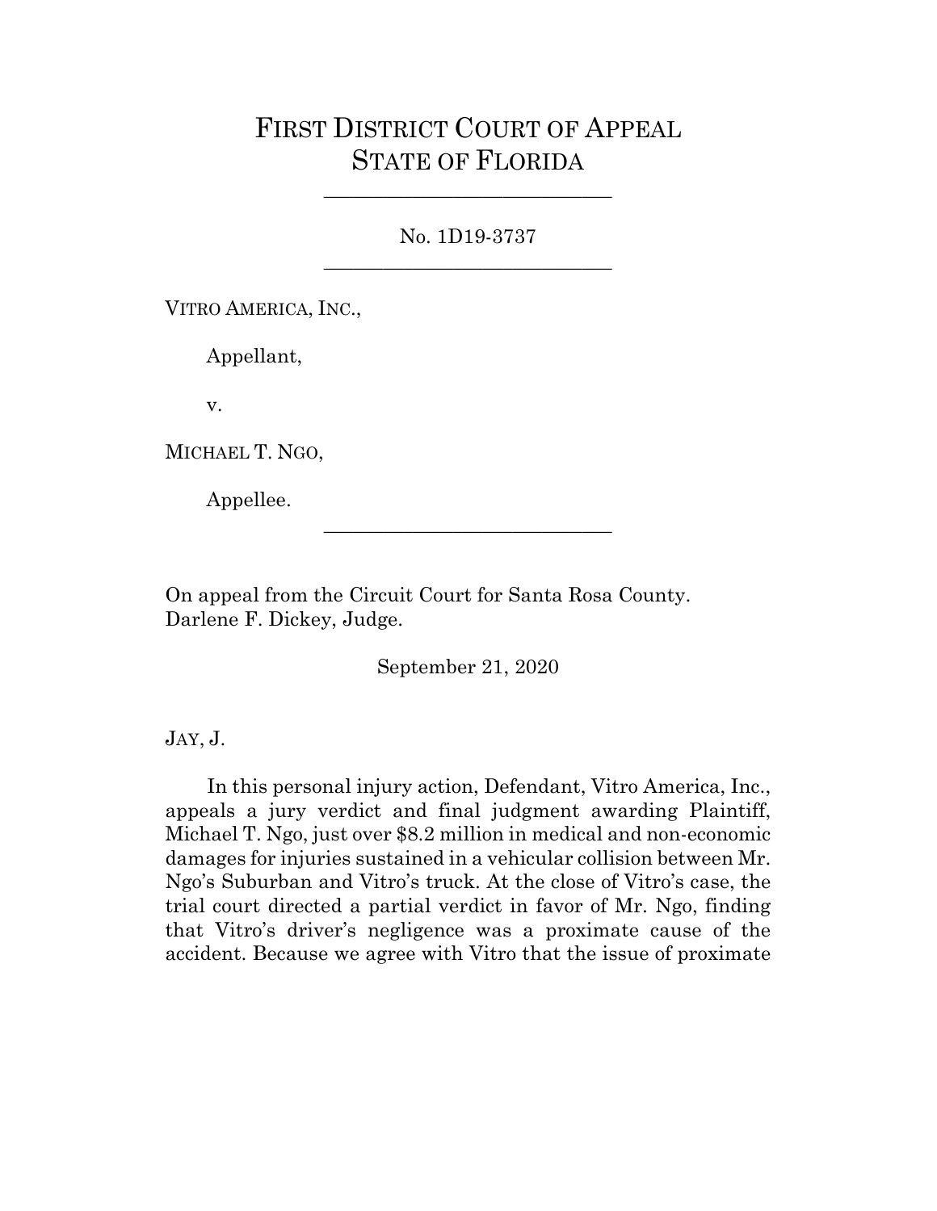# FIRST DISTRICT COURT OF APPEAL
# STATE OF FLORIDA

_____________________________

No. 1D19-3737

_____________________________

VITRO AMERICA, INC.,

Appellant,

v.

MICHAEL T. NGO,

Appellee.

_____________________________

On appeal from the Circuit Court for Santa Rosa County.
Darlene F. Dickey, Judge.

September 21, 2020

JAY, J.

In this personal injury action, Defendant, Vitro America, Inc., appeals a jury verdict and final judgment awarding Plaintiff, Michael T. Ngo, just over $8.2 million in medical and non-economic damages for injuries sustained in a vehicular collision between Mr. Ngo's Suburban and Vitro's truck. At the close of Vitro's case, the trial court directed a partial verdict in favor of Mr. Ngo, finding that Vitro's driver's negligence was a proximate cause of the accident. Because we agree with Vitro that the issue of proximate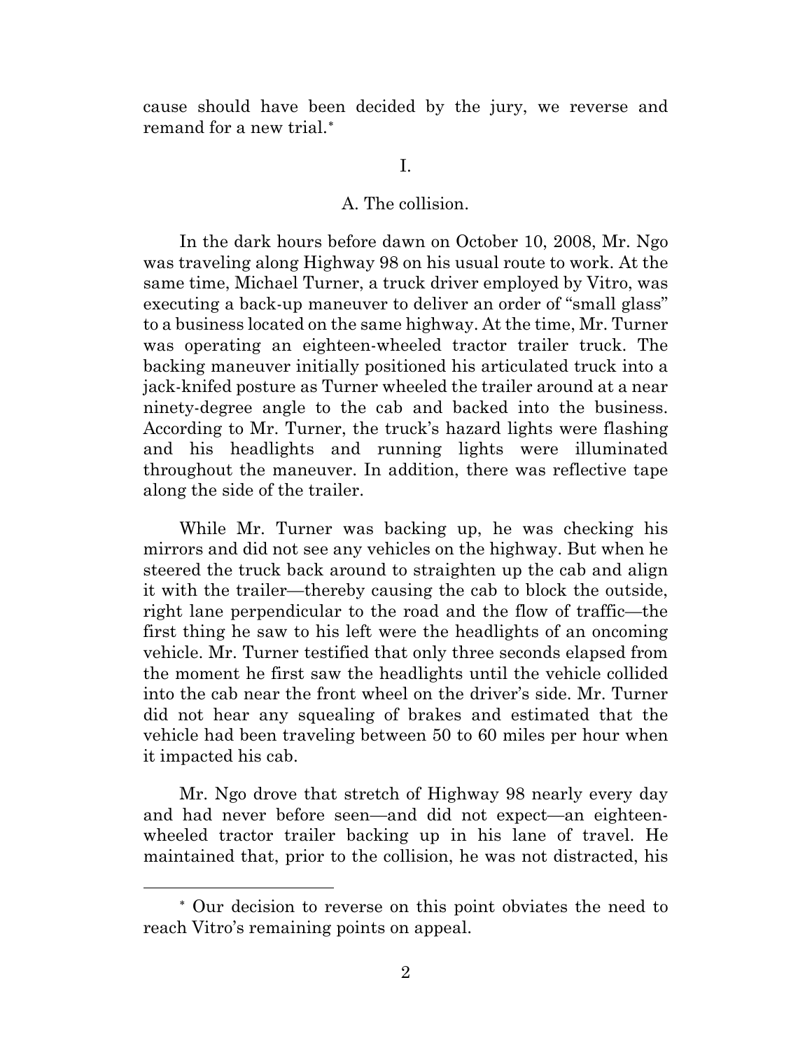cause should have been decided by the jury, we reverse and remand for a new trial.*

I.

## A. The collision.

In the dark hours before dawn on October 10, 2008, Mr. Ngo was traveling along Highway 98 on his usual route to work. At the same time, Michael Turner, a truck driver employed by Vitro, was executing a back-up maneuver to deliver an order of "small glass" to a business located on the same highway. At the time, Mr. Turner was operating an eighteen-wheeled tractor trailer truck. The backing maneuver initially positioned his articulated truck into a jack-knifed posture as Turner wheeled the trailer around at a near ninety-degree angle to the cab and backed into the business. According to Mr. Turner, the truck's hazard lights were flashing and his headlights and running lights were illuminated throughout the maneuver. In addition, there was reflective tape along the side of the trailer.

While Mr. Turner was backing up, he was checking his mirrors and did not see any vehicles on the highway. But when he steered the truck back around to straighten up the cab and align it with the trailer—thereby causing the cab to block the outside, right lane perpendicular to the road and the flow of traffic—the first thing he saw to his left were the headlights of an oncoming vehicle. Mr. Turner testified that only three seconds elapsed from the moment he first saw the headlights until the vehicle collided into the cab near the front wheel on the driver's side. Mr. Turner did not hear any squealing of brakes and estimated that the vehicle had been traveling between 50 to 60 miles per hour when it impacted his cab.

Mr. Ngo drove that stretch of Highway 98 nearly every day and had never before seen—and did not expect—an eighteen-wheeled tractor trailer backing up in his lane of travel. He maintained that, prior to the collision, he was not distracted, his

---

* Our decision to reverse on this point obviates the need to reach Vitro's remaining points on appeal.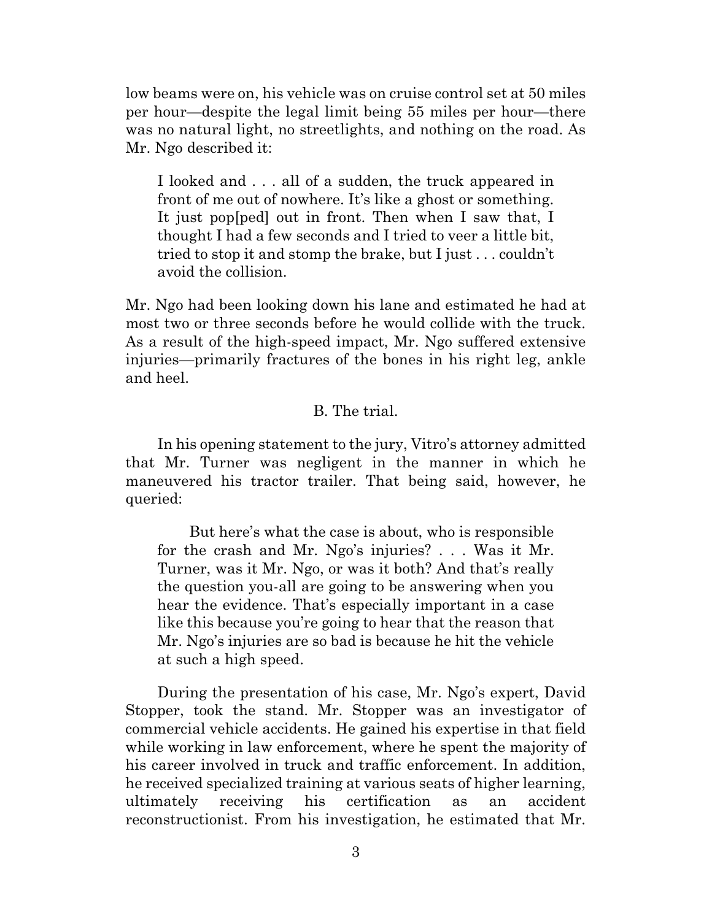low beams were on, his vehicle was on cruise control set at 50 miles per hour—despite the legal limit being 55 miles per hour—there was no natural light, no streetlights, and nothing on the road. As Mr. Ngo described it:

> I looked and . . . all of a sudden, the truck appeared in front of me out of nowhere. It's like a ghost or something. It just pop[ped] out in front. Then when I saw that, I thought I had a few seconds and I tried to veer a little bit, tried to stop it and stomp the brake, but I just . . . couldn't avoid the collision.

Mr. Ngo had been looking down his lane and estimated he had at most two or three seconds before he would collide with the truck. As a result of the high-speed impact, Mr. Ngo suffered extensive injuries—primarily fractures of the bones in his right leg, ankle and heel.

### B. The trial.

In his opening statement to the jury, Vitro's attorney admitted that Mr. Turner was negligent in the manner in which he maneuvered his tractor trailer. That being said, however, he queried:

> But here's what the case is about, who is responsible for the crash and Mr. Ngo's injuries? . . . Was it Mr. Turner, was it Mr. Ngo, or was it both? And that's really the question you-all are going to be answering when you hear the evidence. That's especially important in a case like this because you're going to hear that the reason that Mr. Ngo's injuries are so bad is because he hit the vehicle at such a high speed.

During the presentation of his case, Mr. Ngo's expert, David Stopper, took the stand. Mr. Stopper was an investigator of commercial vehicle accidents. He gained his expertise in that field while working in law enforcement, where he spent the majority of his career involved in truck and traffic enforcement. In addition, he received specialized training at various seats of higher learning, ultimately receiving his certification as an accident reconstructionist. From his investigation, he estimated that Mr.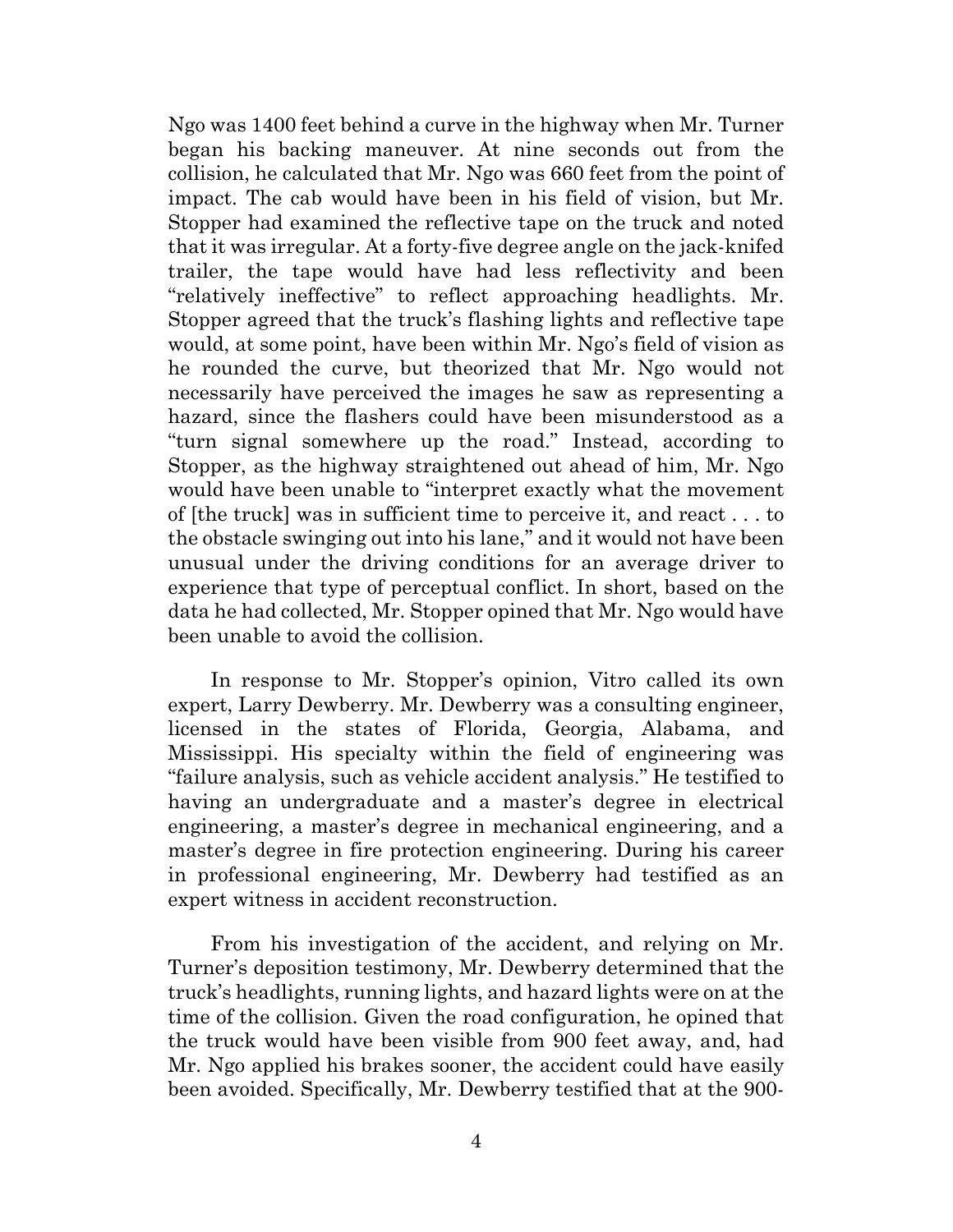Ngo was 1400 feet behind a curve in the highway when Mr. Turner began his backing maneuver. At nine seconds out from the collision, he calculated that Mr. Ngo was 660 feet from the point of impact. The cab would have been in his field of vision, but Mr. Stopper had examined the reflective tape on the truck and noted that it was irregular. At a forty-five degree angle on the jack-knifed trailer, the tape would have had less reflectivity and been "relatively ineffective" to reflect approaching headlights. Mr. Stopper agreed that the truck's flashing lights and reflective tape would, at some point, have been within Mr. Ngo's field of vision as he rounded the curve, but theorized that Mr. Ngo would not necessarily have perceived the images he saw as representing a hazard, since the flashers could have been misunderstood as a "turn signal somewhere up the road." Instead, according to Stopper, as the highway straightened out ahead of him, Mr. Ngo would have been unable to "interpret exactly what the movement of [the truck] was in sufficient time to perceive it, and react . . . to the obstacle swinging out into his lane," and it would not have been unusual under the driving conditions for an average driver to experience that type of perceptual conflict. In short, based on the data he had collected, Mr. Stopper opined that Mr. Ngo would have been unable to avoid the collision.

In response to Mr. Stopper's opinion, Vitro called its own expert, Larry Dewberry. Mr. Dewberry was a consulting engineer, licensed in the states of Florida, Georgia, Alabama, and Mississippi. His specialty within the field of engineering was "failure analysis, such as vehicle accident analysis." He testified to having an undergraduate and a master's degree in electrical engineering, a master's degree in mechanical engineering, and a master's degree in fire protection engineering. During his career in professional engineering, Mr. Dewberry had testified as an expert witness in accident reconstruction.

From his investigation of the accident, and relying on Mr. Turner's deposition testimony, Mr. Dewberry determined that the truck's headlights, running lights, and hazard lights were on at the time of the collision. Given the road configuration, he opined that the truck would have been visible from 900 feet away, and, had Mr. Ngo applied his brakes sooner, the accident could have easily been avoided. Specifically, Mr. Dewberry testified that at the 900-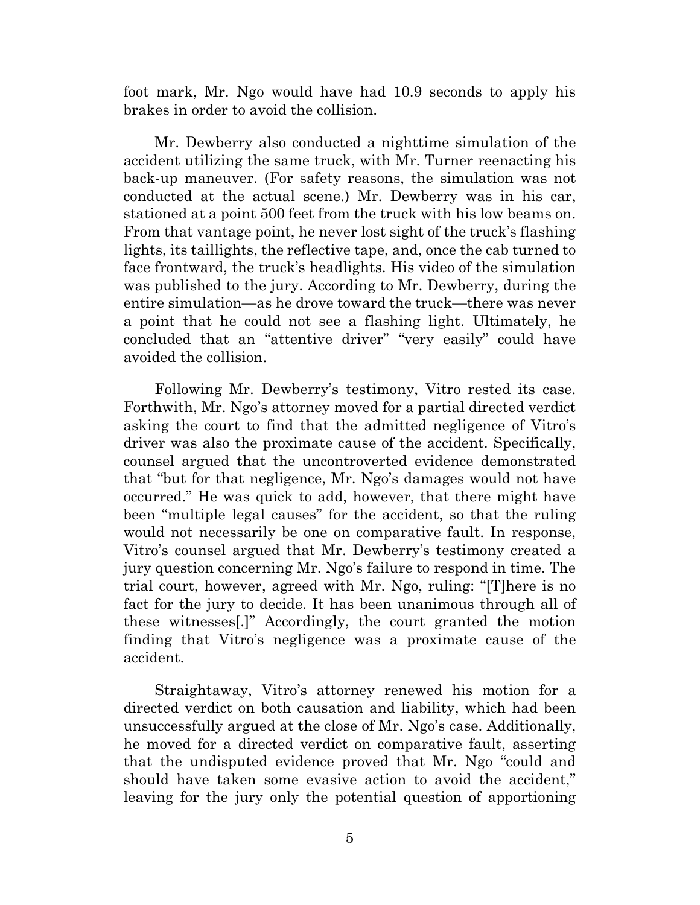foot mark, Mr. Ngo would have had 10.9 seconds to apply his brakes in order to avoid the collision.

Mr. Dewberry also conducted a nighttime simulation of the accident utilizing the same truck, with Mr. Turner reenacting his back-up maneuver. (For safety reasons, the simulation was not conducted at the actual scene.) Mr. Dewberry was in his car, stationed at a point 500 feet from the truck with his low beams on. From that vantage point, he never lost sight of the truck's flashing lights, its taillights, the reflective tape, and, once the cab turned to face frontward, the truck's headlights. His video of the simulation was published to the jury. According to Mr. Dewberry, during the entire simulation—as he drove toward the truck—there was never a point that he could not see a flashing light. Ultimately, he concluded that an "attentive driver" "very easily" could have avoided the collision.

Following Mr. Dewberry's testimony, Vitro rested its case. Forthwith, Mr. Ngo's attorney moved for a partial directed verdict asking the court to find that the admitted negligence of Vitro's driver was also the proximate cause of the accident. Specifically, counsel argued that the uncontroverted evidence demonstrated that "but for that negligence, Mr. Ngo's damages would not have occurred." He was quick to add, however, that there might have been "multiple legal causes" for the accident, so that the ruling would not necessarily be one on comparative fault. In response, Vitro's counsel argued that Mr. Dewberry's testimony created a jury question concerning Mr. Ngo's failure to respond in time. The trial court, however, agreed with Mr. Ngo, ruling: "[T]here is no fact for the jury to decide. It has been unanimous through all of these witnesses[.]" Accordingly, the court granted the motion finding that Vitro's negligence was a proximate cause of the accident.

Straightaway, Vitro's attorney renewed his motion for a directed verdict on both causation and liability, which had been unsuccessfully argued at the close of Mr. Ngo's case. Additionally, he moved for a directed verdict on comparative fault, asserting that the undisputed evidence proved that Mr. Ngo "could and should have taken some evasive action to avoid the accident," leaving for the jury only the potential question of apportioning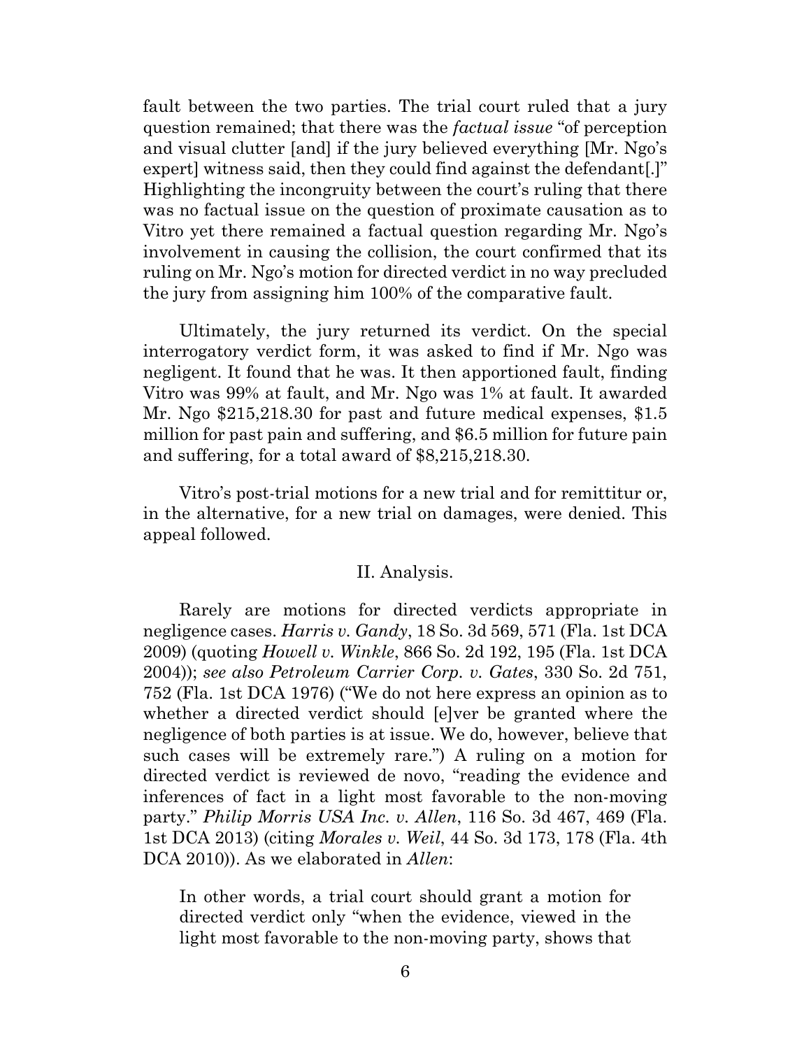fault between the two parties. The trial court ruled that a jury question remained; that there was the *factual issue* "of perception and visual clutter [and] if the jury believed everything [Mr. Ngo's expert] witness said, then they could find against the defendant[.]" Highlighting the incongruity between the court's ruling that there was no factual issue on the question of proximate causation as to Vitro yet there remained a factual question regarding Mr. Ngo's involvement in causing the collision, the court confirmed that its ruling on Mr. Ngo's motion for directed verdict in no way precluded the jury from assigning him 100% of the comparative fault.

Ultimately, the jury returned its verdict. On the special interrogatory verdict form, it was asked to find if Mr. Ngo was negligent. It found that he was. It then apportioned fault, finding Vitro was 99% at fault, and Mr. Ngo was 1% at fault. It awarded Mr. Ngo $215,218.30 for past and future medical expenses, $1.5 million for past pain and suffering, and $6.5 million for future pain and suffering, for a total award of $8,215,218.30.

Vitro's post-trial motions for a new trial and for remittitur or, in the alternative, for a new trial on damages, were denied. This appeal followed.

## II. Analysis.

Rarely are motions for directed verdicts appropriate in negligence cases. *Harris v. Gandy*, 18 So. 3d 569, 571 (Fla. 1st DCA 2009) (quoting *Howell v. Winkle*, 866 So. 2d 192, 195 (Fla. 1st DCA 2004)); *see also Petroleum Carrier Corp. v. Gates*, 330 So. 2d 751, 752 (Fla. 1st DCA 1976) ("We do not here express an opinion as to whether a directed verdict should [e]ver be granted where the negligence of both parties is at issue. We do, however, believe that such cases will be extremely rare.") A ruling on a motion for directed verdict is reviewed de novo, "reading the evidence and inferences of fact in a light most favorable to the non-moving party." *Philip Morris USA Inc. v. Allen*, 116 So. 3d 467, 469 (Fla. 1st DCA 2013) (citing *Morales v. Weil*, 44 So. 3d 173, 178 (Fla. 4th DCA 2010)). As we elaborated in *Allen*:

> In other words, a trial court should grant a motion for directed verdict only "when the evidence, viewed in the light most favorable to the non-moving party, shows that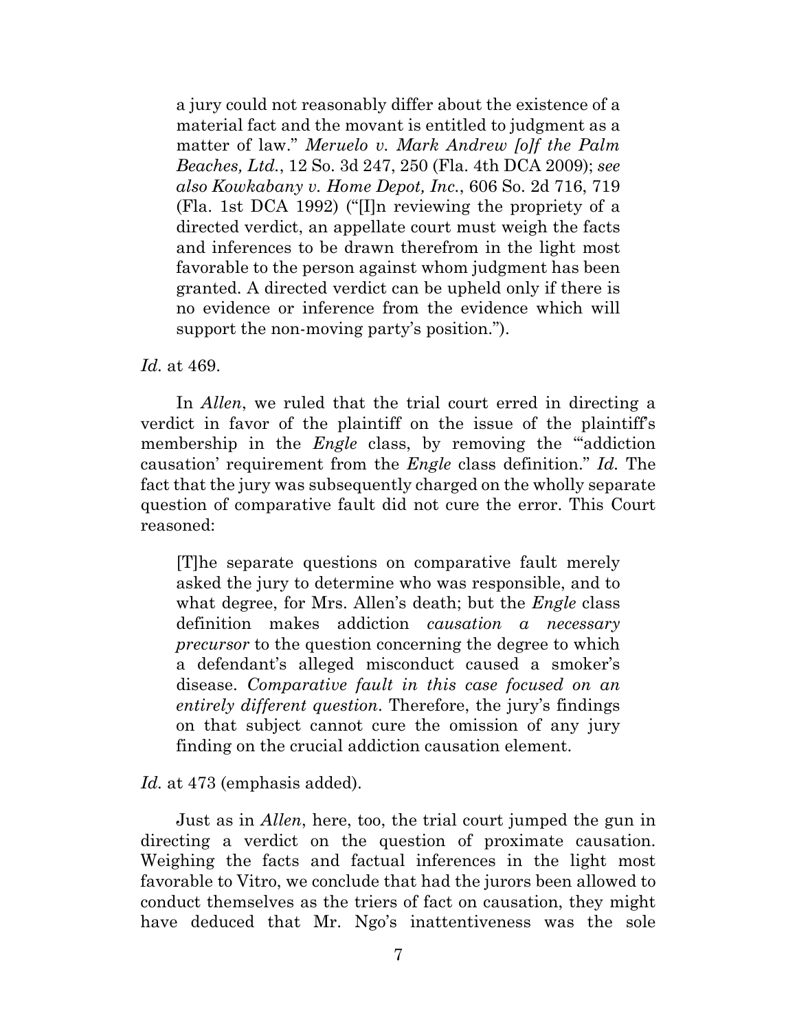> a jury could not reasonably differ about the existence of a material fact and the movant is entitled to judgment as a matter of law." *Meruelo v. Mark Andrew [o]f the Palm Beaches, Ltd.*, 12 So. 3d 247, 250 (Fla. 4th DCA 2009); *see also Kowkabany v. Home Depot, Inc.*, 606 So. 2d 716, 719 (Fla. 1st DCA 1992) ("[I]n reviewing the propriety of a directed verdict, an appellate court must weigh the facts and inferences to be drawn therefrom in the light most favorable to the person against whom judgment has been granted. A directed verdict can be upheld only if there is no evidence or inference from the evidence which will support the non-moving party's position.").

*Id.* at 469.

In *Allen*, we ruled that the trial court erred in directing a verdict in favor of the plaintiff on the issue of the plaintiff's membership in the *Engle* class, by removing the "'addiction causation' requirement from the *Engle* class definition." *Id.* The fact that the jury was subsequently charged on the wholly separate question of comparative fault did not cure the error. This Court reasoned:

> [T]he separate questions on comparative fault merely asked the jury to determine who was responsible, and to what degree, for Mrs. Allen's death; but the *Engle* class definition makes addiction *causation a necessary precursor* to the question concerning the degree to which a defendant's alleged misconduct caused a smoker's disease. *Comparative fault in this case focused on an entirely different question*. Therefore, the jury's findings on that subject cannot cure the omission of any jury finding on the crucial addiction causation element.

*Id.* at 473 (emphasis added).

Just as in *Allen*, here, too, the trial court jumped the gun in directing a verdict on the question of proximate causation. Weighing the facts and factual inferences in the light most favorable to Vitro, we conclude that had the jurors been allowed to conduct themselves as the triers of fact on causation, they might have deduced that Mr. Ngo's inattentiveness was the sole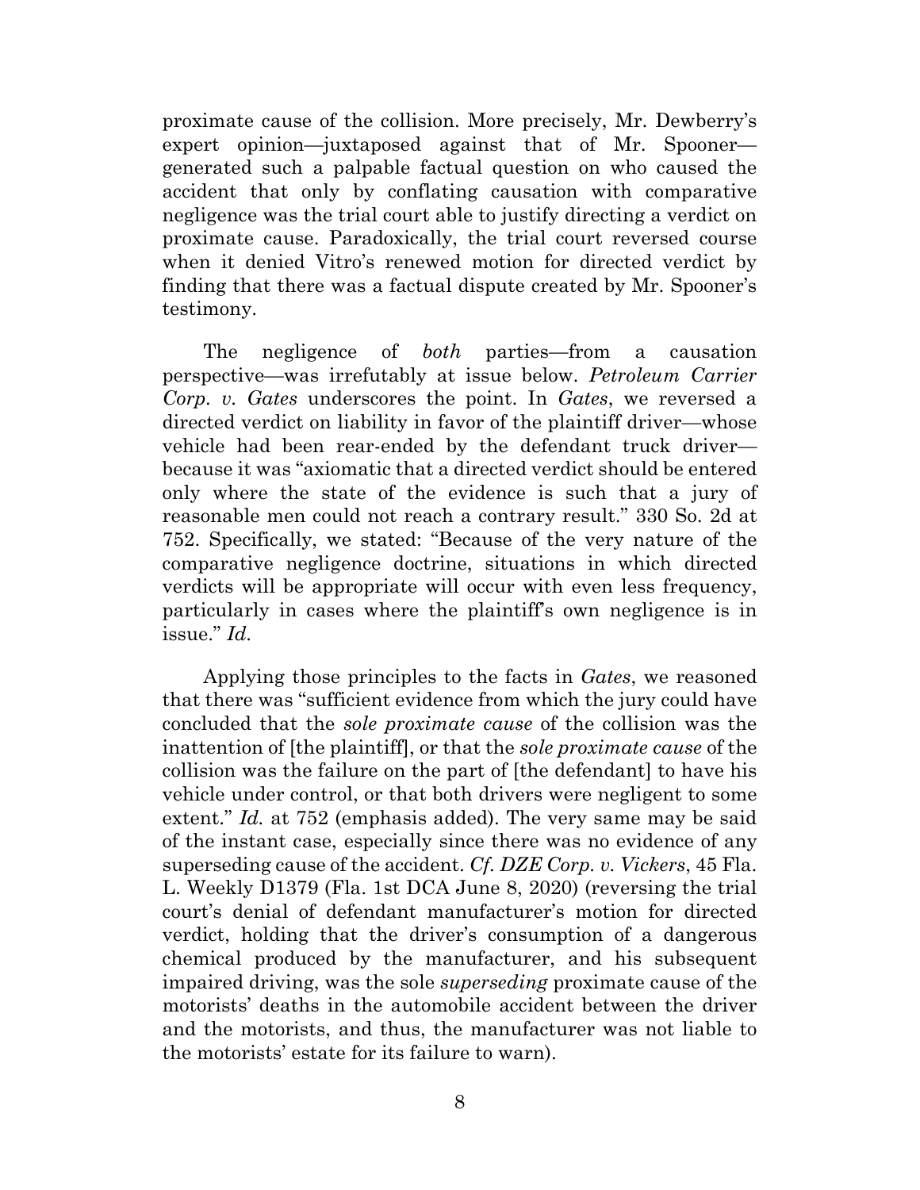proximate cause of the collision. More precisely, Mr. Dewberry's expert opinion—juxtaposed against that of Mr. Spooner—generated such a palpable factual question on who caused the accident that only by conflating causation with comparative negligence was the trial court able to justify directing a verdict on proximate cause. Paradoxically, the trial court reversed course when it denied Vitro's renewed motion for directed verdict by finding that there was a factual dispute created by Mr. Spooner's testimony.

The negligence of *both* parties—from a causation perspective—was irrefutably at issue below. *Petroleum Carrier Corp. v. Gates* underscores the point. In *Gates*, we reversed a directed verdict on liability in favor of the plaintiff driver—whose vehicle had been rear-ended by the defendant truck driver—because it was "axiomatic that a directed verdict should be entered only where the state of the evidence is such that a jury of reasonable men could not reach a contrary result." 330 So. 2d at 752. Specifically, we stated: "Because of the very nature of the comparative negligence doctrine, situations in which directed verdicts will be appropriate will occur with even less frequency, particularly in cases where the plaintiff's own negligence is in issue." *Id.*

Applying those principles to the facts in *Gates*, we reasoned that there was "sufficient evidence from which the jury could have concluded that the *sole proximate cause* of the collision was the inattention of [the plaintiff], or that the *sole proximate cause* of the collision was the failure on the part of [the defendant] to have his vehicle under control, or that both drivers were negligent to some extent." *Id.* at 752 (emphasis added). The very same may be said of the instant case, especially since there was no evidence of any superseding cause of the accident. *Cf. DZE Corp. v. Vickers*, 45 Fla. L. Weekly D1379 (Fla. 1st DCA June 8, 2020) (reversing the trial court's denial of defendant manufacturer's motion for directed verdict, holding that the driver's consumption of a dangerous chemical produced by the manufacturer, and his subsequent impaired driving, was the sole *superseding* proximate cause of the motorists' deaths in the automobile accident between the driver and the motorists, and thus, the manufacturer was not liable to the motorists' estate for its failure to warn).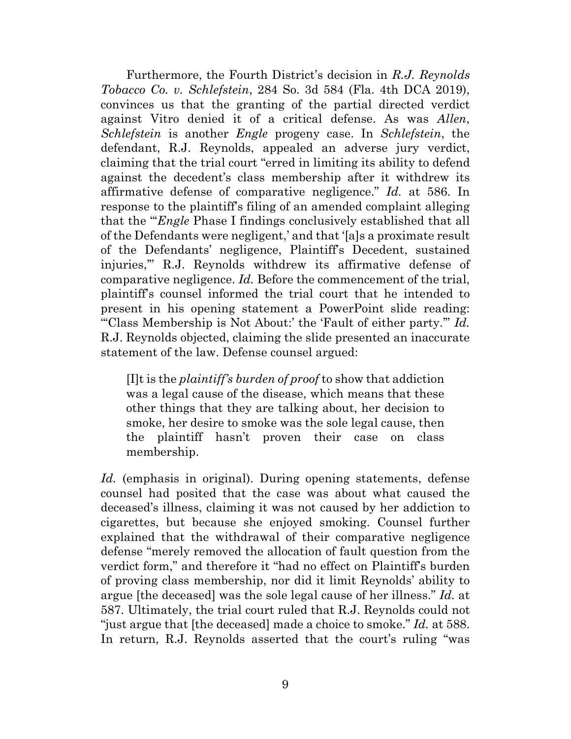Furthermore, the Fourth District's decision in *R.J. Reynolds Tobacco Co. v. Schlefstein*, 284 So. 3d 584 (Fla. 4th DCA 2019), convinces us that the granting of the partial directed verdict against Vitro denied it of a critical defense. As was *Allen*, *Schlefstein* is another *Engle* progeny case. In *Schlefstein*, the defendant, R.J. Reynolds, appealed an adverse jury verdict, claiming that the trial court "erred in limiting its ability to defend against the decedent's class membership after it withdrew its affirmative defense of comparative negligence." *Id.* at 586. In response to the plaintiff's filing of an amended complaint alleging that the "'*Engle* Phase I findings conclusively established that all of the Defendants were negligent,' and that '[a]s a proximate result of the Defendants' negligence, Plaintiff's Decedent, sustained injuries,'" R.J. Reynolds withdrew its affirmative defense of comparative negligence. *Id.* Before the commencement of the trial, plaintiff's counsel informed the trial court that he intended to present in his opening statement a PowerPoint slide reading: "'Class Membership is Not About:' the 'Fault of either party.'" *Id.* R.J. Reynolds objected, claiming the slide presented an inaccurate statement of the law. Defense counsel argued:

> [I]t is the *plaintiff's burden of proof* to show that addiction was a legal cause of the disease, which means that these other things that they are talking about, her decision to smoke, her desire to smoke was the sole legal cause, then the plaintiff hasn't proven their case on class membership.

*Id.* (emphasis in original). During opening statements, defense counsel had posited that the case was about what caused the deceased's illness, claiming it was not caused by her addiction to cigarettes, but because she enjoyed smoking. Counsel further explained that the withdrawal of their comparative negligence defense "merely removed the allocation of fault question from the verdict form," and therefore it "had no effect on Plaintiff's burden of proving class membership, nor did it limit Reynolds' ability to argue [the deceased] was the sole legal cause of her illness." *Id.* at 587. Ultimately, the trial court ruled that R.J. Reynolds could not "just argue that [the deceased] made a choice to smoke." *Id.* at 588. In return, R.J. Reynolds asserted that the court's ruling "was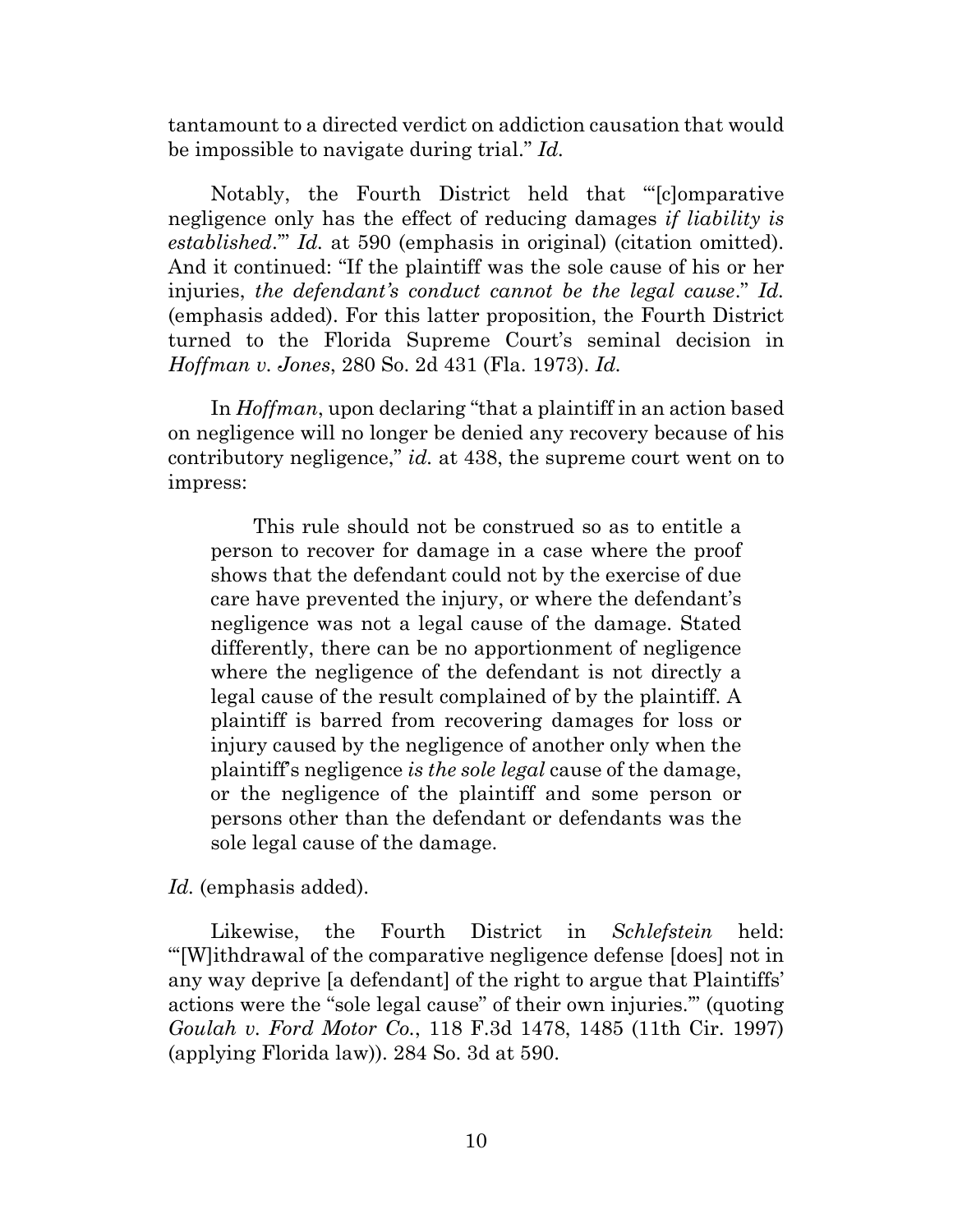tantamount to a directed verdict on addiction causation that would be impossible to navigate during trial." *Id.*

Notably, the Fourth District held that "'[c]omparative negligence only has the effect of reducing damages *if liability is established*.'" *Id.* at 590 (emphasis in original) (citation omitted). And it continued: "If the plaintiff was the sole cause of his or her injuries, *the defendant's conduct cannot be the legal cause*." *Id.* (emphasis added). For this latter proposition, the Fourth District turned to the Florida Supreme Court's seminal decision in *Hoffman v. Jones*, 280 So. 2d 431 (Fla. 1973). *Id.*

In *Hoffman*, upon declaring "that a plaintiff in an action based on negligence will no longer be denied any recovery because of his contributory negligence," *id.* at 438, the supreme court went on to impress:

> This rule should not be construed so as to entitle a person to recover for damage in a case where the proof shows that the defendant could not by the exercise of due care have prevented the injury, or where the defendant's negligence was not a legal cause of the damage. Stated differently, there can be no apportionment of negligence where the negligence of the defendant is not directly a legal cause of the result complained of by the plaintiff. A plaintiff is barred from recovering damages for loss or injury caused by the negligence of another only when the plaintiff's negligence *is the sole legal* cause of the damage, or the negligence of the plaintiff and some person or persons other than the defendant or defendants was the sole legal cause of the damage.

*Id.* (emphasis added).

Likewise, the Fourth District in *Schlefstein* held: "'[W]ithdrawal of the comparative negligence defense [does] not in any way deprive [a defendant] of the right to argue that Plaintiffs' actions were the "sole legal cause" of their own injuries.'" (quoting *Goulah v. Ford Motor Co.*, 118 F.3d 1478, 1485 (11th Cir. 1997) (applying Florida law)). 284 So. 3d at 590.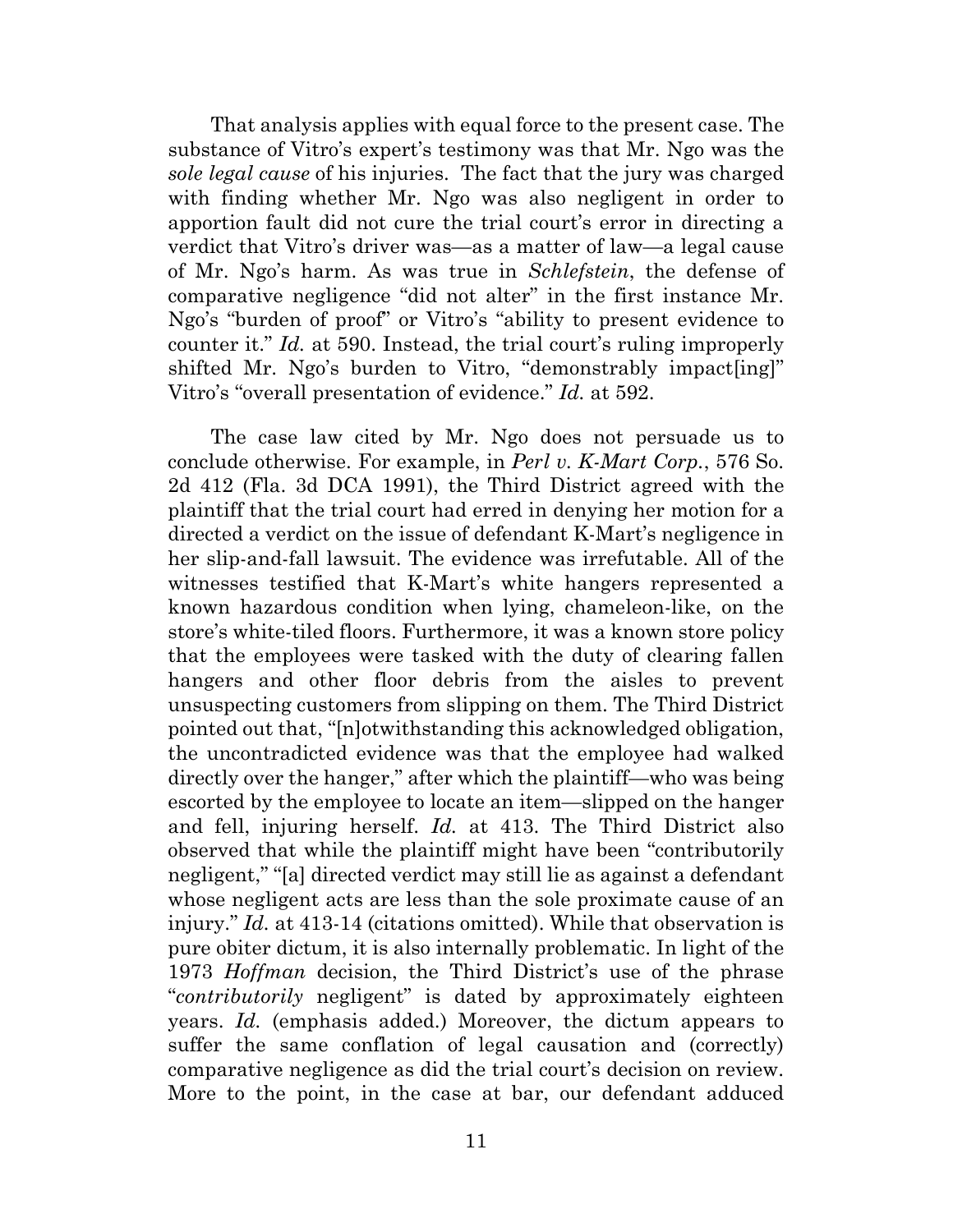That analysis applies with equal force to the present case. The substance of Vitro's expert's testimony was that Mr. Ngo was the *sole legal cause* of his injuries. The fact that the jury was charged with finding whether Mr. Ngo was also negligent in order to apportion fault did not cure the trial court's error in directing a verdict that Vitro's driver was—as a matter of law—a legal cause of Mr. Ngo's harm. As was true in *Schlefstein*, the defense of comparative negligence "did not alter" in the first instance Mr. Ngo's "burden of proof" or Vitro's "ability to present evidence to counter it." *Id.* at 590. Instead, the trial court's ruling improperly shifted Mr. Ngo's burden to Vitro, "demonstrably impact[ing]" Vitro's "overall presentation of evidence." *Id.* at 592.

The case law cited by Mr. Ngo does not persuade us to conclude otherwise. For example, in *Perl v. K-Mart Corp.*, 576 So. 2d 412 (Fla. 3d DCA 1991), the Third District agreed with the plaintiff that the trial court had erred in denying her motion for a directed a verdict on the issue of defendant K-Mart's negligence in her slip-and-fall lawsuit. The evidence was irrefutable. All of the witnesses testified that K-Mart's white hangers represented a known hazardous condition when lying, chameleon-like, on the store's white-tiled floors. Furthermore, it was a known store policy that the employees were tasked with the duty of clearing fallen hangers and other floor debris from the aisles to prevent unsuspecting customers from slipping on them. The Third District pointed out that, "[n]otwithstanding this acknowledged obligation, the uncontradicted evidence was that the employee had walked directly over the hanger," after which the plaintiff—who was being escorted by the employee to locate an item—slipped on the hanger and fell, injuring herself. *Id.* at 413. The Third District also observed that while the plaintiff might have been "contributorily negligent," "[a] directed verdict may still lie as against a defendant whose negligent acts are less than the sole proximate cause of an injury." *Id.* at 413-14 (citations omitted). While that observation is pure obiter dictum, it is also internally problematic. In light of the 1973 *Hoffman* decision, the Third District's use of the phrase "*contributorily* negligent" is dated by approximately eighteen years. *Id.* (emphasis added.) Moreover, the dictum appears to suffer the same conflation of legal causation and (correctly) comparative negligence as did the trial court's decision on review. More to the point, in the case at bar, our defendant adduced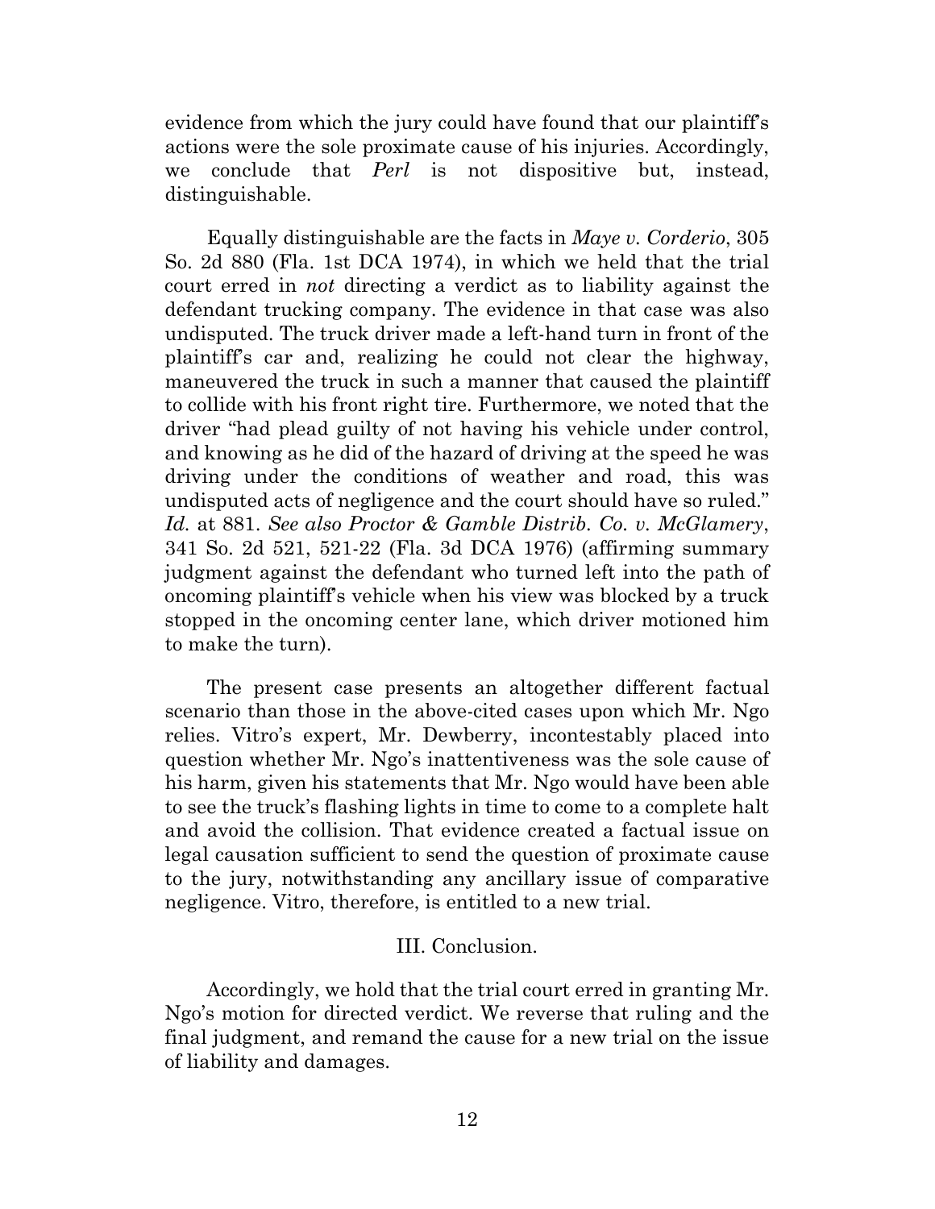evidence from which the jury could have found that our plaintiff's actions were the sole proximate cause of his injuries. Accordingly, we conclude that *Perl* is not dispositive but, instead, distinguishable.

Equally distinguishable are the facts in *Maye v. Corderio*, 305 So. 2d 880 (Fla. 1st DCA 1974), in which we held that the trial court erred in *not* directing a verdict as to liability against the defendant trucking company. The evidence in that case was also undisputed. The truck driver made a left-hand turn in front of the plaintiff's car and, realizing he could not clear the highway, maneuvered the truck in such a manner that caused the plaintiff to collide with his front right tire. Furthermore, we noted that the driver "had plead guilty of not having his vehicle under control, and knowing as he did of the hazard of driving at the speed he was driving under the conditions of weather and road, this was undisputed acts of negligence and the court should have so ruled." *Id.* at 881. *See also Proctor & Gamble Distrib. Co. v. McGlamery*, 341 So. 2d 521, 521-22 (Fla. 3d DCA 1976) (affirming summary judgment against the defendant who turned left into the path of oncoming plaintiff's vehicle when his view was blocked by a truck stopped in the oncoming center lane, which driver motioned him to make the turn).

The present case presents an altogether different factual scenario than those in the above-cited cases upon which Mr. Ngo relies. Vitro's expert, Mr. Dewberry, incontestably placed into question whether Mr. Ngo's inattentiveness was the sole cause of his harm, given his statements that Mr. Ngo would have been able to see the truck's flashing lights in time to come to a complete halt and avoid the collision. That evidence created a factual issue on legal causation sufficient to send the question of proximate cause to the jury, notwithstanding any ancillary issue of comparative negligence. Vitro, therefore, is entitled to a new trial.

## III. Conclusion.

Accordingly, we hold that the trial court erred in granting Mr. Ngo's motion for directed verdict. We reverse that ruling and the final judgment, and remand the cause for a new trial on the issue of liability and damages.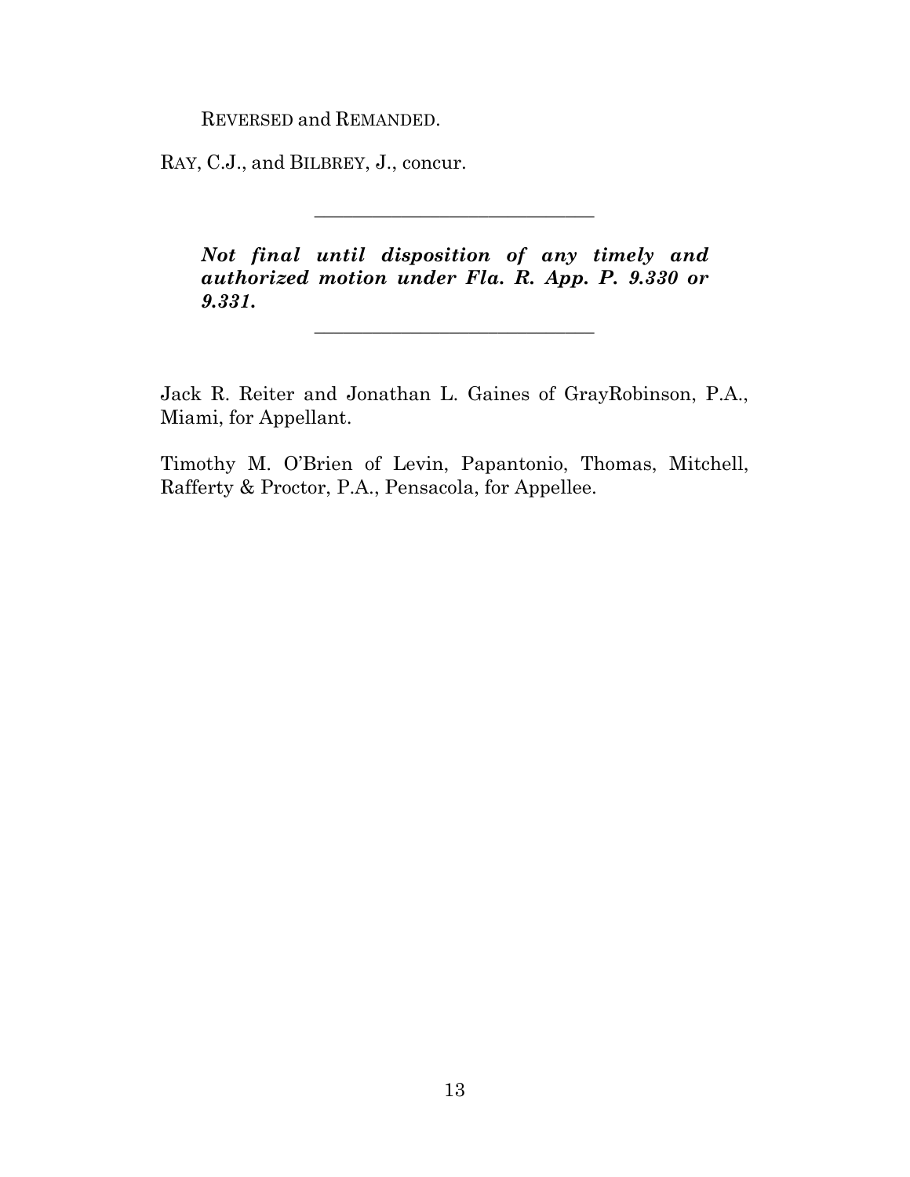REVERSED and REMANDED.

RAY, C.J., and BILBREY, J., concur.

---

***Not final until disposition of any timely and authorized motion under Fla. R. App. P. 9.330 or 9.331.***

---

Jack R. Reiter and Jonathan L. Gaines of GrayRobinson, P.A., Miami, for Appellant.

Timothy M. O'Brien of Levin, Papantonio, Thomas, Mitchell, Rafferty & Proctor, P.A., Pensacola, for Appellee.